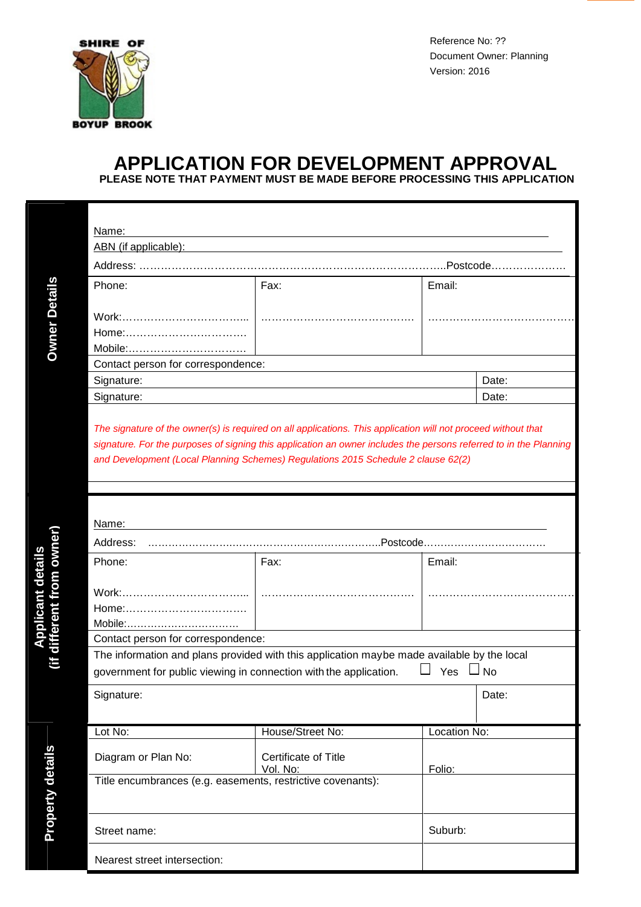SHIRE OF BOYUP BROOK

Reference No: ??
Document Owner: Planning
Version: 2016

# APPLICATION FOR DEVELOPMENT APPROVAL

**PLEASE NOTE THAT PAYMENT MUST BE MADE BEFORE PROCESSING THIS APPLICATION**

## Owner Details

Name:

ABN (if applicable):

Address: ………………………………………………………………………………..Postcode…………………

| Phone: | Fax: | Email: |
|---|---|---|
| Work:……………………………...<br>Home:…………………………….<br>Mobile:……………………………. | ……………………………………. | ………………………………….. |

Contact person for correspondence:

| Signature: | Date: |
|---|---|
| Signature: | Date: |

*The signature of the owner(s) is required on all applications. This application will not proceed without that signature. For the purposes of signing this application an owner includes the persons referred to in the Planning and Development (Local Planning Schemes) Regulations 2015 Schedule 2 clause 62(2)*

## Applicant details (if different from owner)

Name:

Address: ………………………………………………………….Postcode……………………………

| Phone: | Fax: | Email: |
|---|---|---|
| Work:……………………………...<br>Home:…………………………….<br>Mobile:……………………………. | ……………………………………. | ………………………………….. |

Contact person for correspondence:

The information and plans provided with this application maybe made available by the local government for public viewing in connection with the application. ☐ Yes ☐ No

| Signature: | Date: |
|---|---|

## Property details

| Lot No: | House/Street No: | Location No: |
|---|---|---|
| Diagram or Plan No: | Certificate of Title Vol. No: | Folio: |
| Title encumbrances (e.g. easements, restrictive covenants): | | |
| Street name: | | Suburb: |
| Nearest street intersection: | | |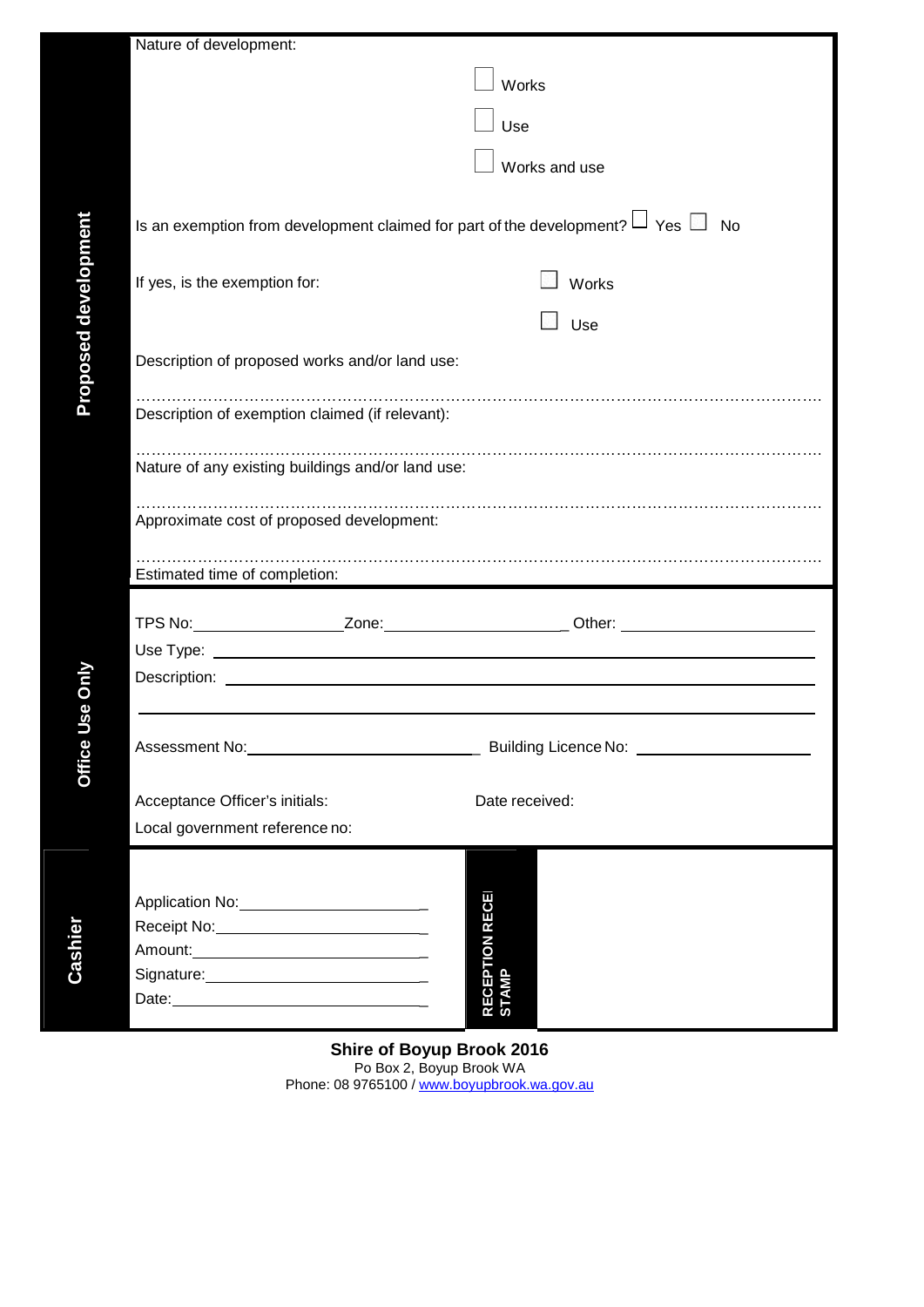## Proposed development

Nature of development:

☐ Works

☐ Use

☐ Works and use

Is an exemption from development claimed for part of the development? ☐ Yes ☐ No

If yes, is the exemption for: ☐ Works ☐ Use

Description of proposed works and/or land use:

…………………………………………………………………………………………………………………

Description of exemption claimed (if relevant):

…………………………………………………………………………………………………………………

Nature of any existing buildings and/or land use:

…………………………………………………………………………………………………………………

Approximate cost of proposed development:

…………………………………………………………………………………………………………………

Estimated time of completion:

## Office Use Only

TPS No:________________ Zone:____________________ Other: ____________________

Use Type: ________________________________________________________________

Description: ______________________________________________________________

__________________________________________________________________________

Assessment No:________________________ Building Licence No: __________________

Acceptance Officer's initials: Date received:

Local government reference no:

## Cashier

Application No:______________________

Receipt No:__________________________

Amount:_____________________________

Signature:___________________________

Date:_______________________________

RECEPTION RECEIPT STAMP

**Shire of Boyup Brook 2016**

Po Box 2, Boyup Brook WA

Phone: 08 9765100 / www.boyupbrook.wa.gov.au